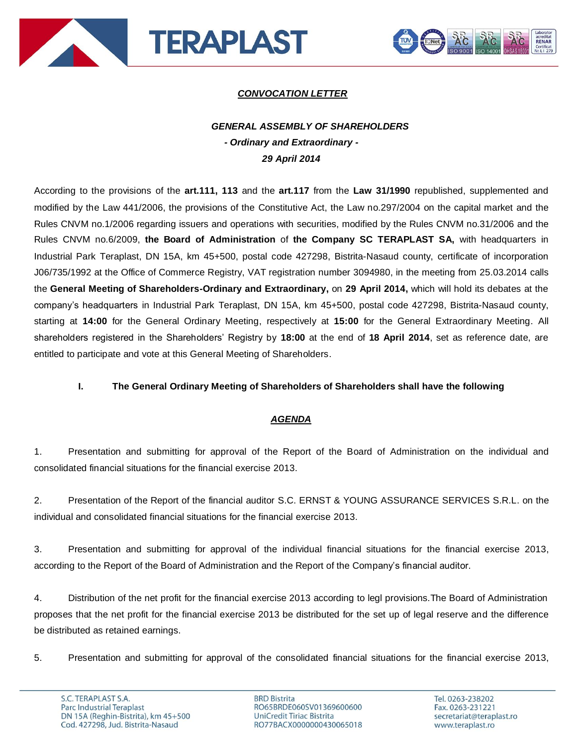***CONVOCATION LETTER***

***GENERAL ASSEMBLY OF SHAREHOLDERS***
***- Ordinary and Extraordinary -***
***29 April 2014***

According to the provisions of the **art.111, 113** and the **art.117** from the **Law 31/1990** republished, supplemented and modified by the Law 441/2006, the provisions of the Constitutive Act, the Law no.297/2004 on the capital market and the Rules CNVM no.1/2006 regarding issuers and operations with securities, modified by the Rules CNVM no.31/2006 and the Rules CNVM no.6/2009, **the Board of Administration** of **the Company SC TERAPLAST SA,** with headquarters in Industrial Park Teraplast, DN 15A, km 45+500, postal code 427298, Bistrita-Nasaud county, certificate of incorporation J06/735/1992 at the Office of Commerce Registry, VAT registration number 3094980, in the meeting from 25.03.2014 calls the **General Meeting of Shareholders-Ordinary and Extraordinary,** on **29 April 2014,** which will hold its debates at the company's headquarters in Industrial Park Teraplast, DN 15A, km 45+500, postal code 427298, Bistrita-Nasaud county, starting at **14:00** for the General Ordinary Meeting, respectively at **15:00** for the General Extraordinary Meeting. All shareholders registered in the Shareholders' Registry by **18:00** at the end of **18 April 2014**, set as reference date, are entitled to participate and vote at this General Meeting of Shareholders.

**I. The General Ordinary Meeting of Shareholders of Shareholders shall have the following**

***AGENDA***

1. Presentation and submitting for approval of the Report of the Board of Administration on the individual and consolidated financial situations for the financial exercise 2013.

2. Presentation of the Report of the financial auditor S.C. ERNST & YOUNG ASSURANCE SERVICES S.R.L. on the individual and consolidated financial situations for the financial exercise 2013.

3. Presentation and submitting for approval of the individual financial situations for the financial exercise 2013, according to the Report of the Board of Administration and the Report of the Company's financial auditor.

4. Distribution of the net profit for the financial exercise 2013 according to legl provisions.The Board of Administration proposes that the net profit for the financial exercise 2013 be distributed for the set up of legal reserve and the difference be distributed as retained earnings.

5. Presentation and submitting for approval of the consolidated financial situations for the financial exercise 2013,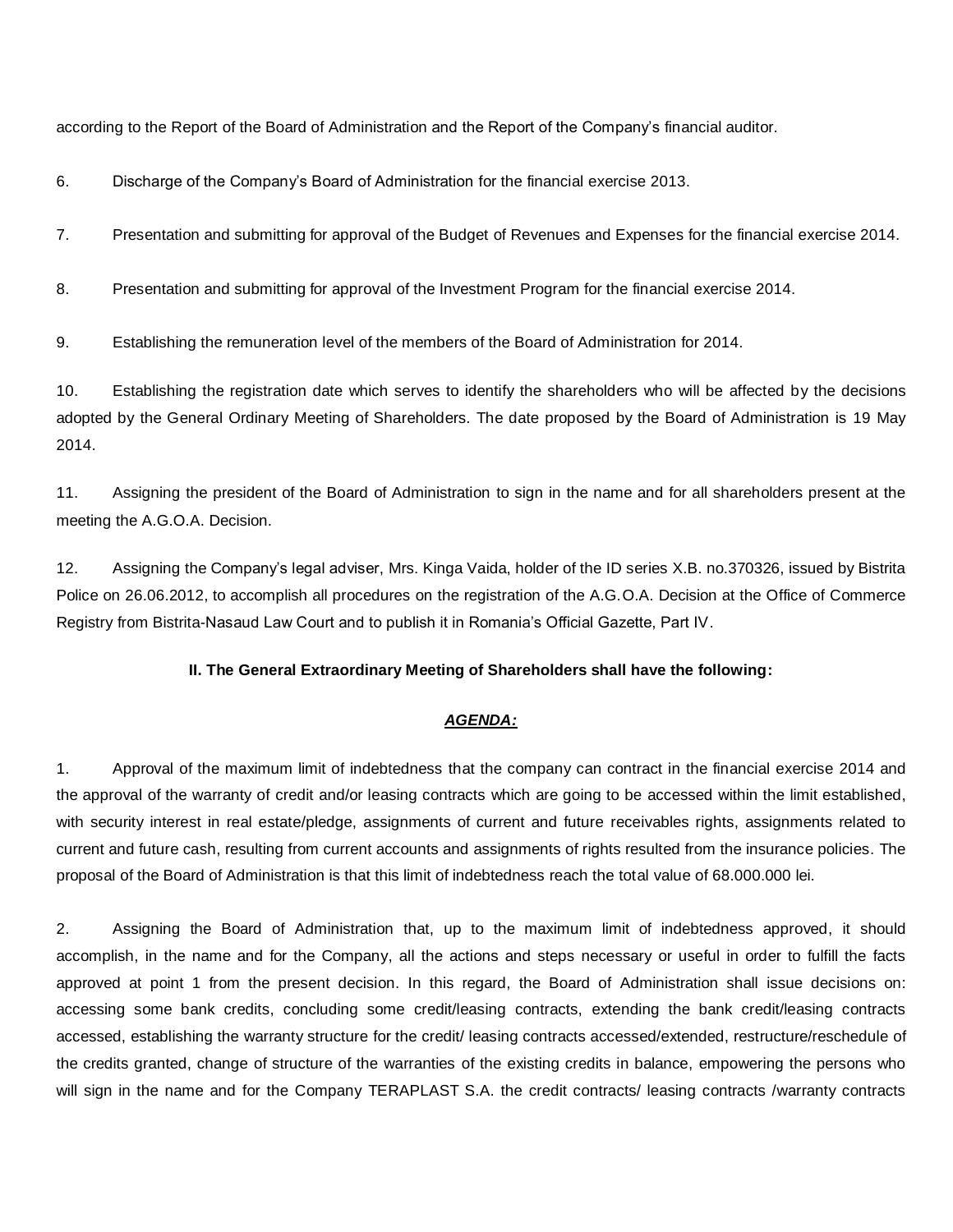according to the Report of the Board of Administration and the Report of the Company's financial auditor.

6. Discharge of the Company's Board of Administration for the financial exercise 2013.

7. Presentation and submitting for approval of the Budget of Revenues and Expenses for the financial exercise 2014.

8. Presentation and submitting for approval of the Investment Program for the financial exercise 2014.

9. Establishing the remuneration level of the members of the Board of Administration for 2014.

10. Establishing the registration date which serves to identify the shareholders who will be affected by the decisions adopted by the General Ordinary Meeting of Shareholders. The date proposed by the Board of Administration is 19 May 2014.

11. Assigning the president of the Board of Administration to sign in the name and for all shareholders present at the meeting the A.G.O.A. Decision.

12. Assigning the Company's legal adviser, Mrs. Kinga Vaida, holder of the ID series X.B. no.370326, issued by Bistrita Police on 26.06.2012, to accomplish all procedures on the registration of the A.G.O.A. Decision at the Office of Commerce Registry from Bistrita-Nasaud Law Court and to publish it in Romania's Official Gazette, Part IV.

**II. The General Extraordinary Meeting of Shareholders shall have the following:**

***AGENDA:***

1. Approval of the maximum limit of indebtedness that the company can contract in the financial exercise 2014 and the approval of the warranty of credit and/or leasing contracts which are going to be accessed within the limit established, with security interest in real estate/pledge, assignments of current and future receivables rights, assignments related to current and future cash, resulting from current accounts and assignments of rights resulted from the insurance policies. The proposal of the Board of Administration is that this limit of indebtedness reach the total value of 68.000.000 lei.

2. Assigning the Board of Administration that, up to the maximum limit of indebtedness approved, it should accomplish, in the name and for the Company, all the actions and steps necessary or useful in order to fulfill the facts approved at point 1 from the present decision. In this regard, the Board of Administration shall issue decisions on: accessing some bank credits, concluding some credit/leasing contracts, extending the bank credit/leasing contracts accessed, establishing the warranty structure for the credit/ leasing contracts accessed/extended, restructure/reschedule of the credits granted, change of structure of the warranties of the existing credits in balance, empowering the persons who will sign in the name and for the Company TERAPLAST S.A. the credit contracts/ leasing contracts /warranty contracts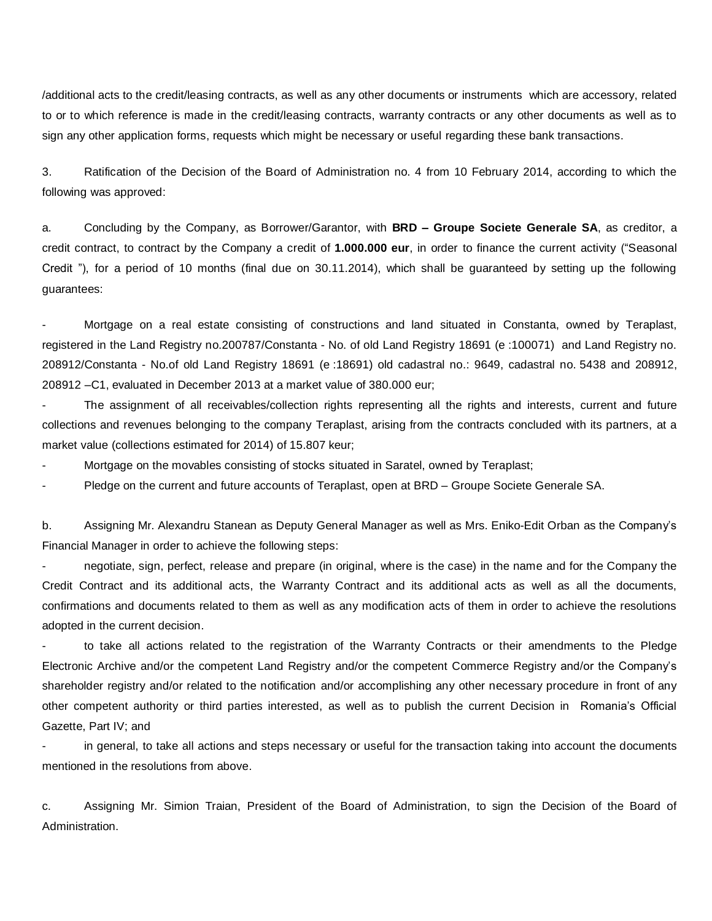/additional acts to the credit/leasing contracts, as well as any other documents or instruments which are accessory, related to or to which reference is made in the credit/leasing contracts, warranty contracts or any other documents as well as to sign any other application forms, requests which might be necessary or useful regarding these bank transactions.

3. Ratification of the Decision of the Board of Administration no. 4 from 10 February 2014, according to which the following was approved:

a. Concluding by the Company, as Borrower/Garantor, with **BRD – Groupe Societe Generale SA**, as creditor, a credit contract, to contract by the Company a credit of **1.000.000 eur**, in order to finance the current activity ("Seasonal Credit "), for a period of 10 months (final due on 30.11.2014), which shall be guaranteed by setting up the following guarantees:

- Mortgage on a real estate consisting of constructions and land situated in Constanta, owned by Teraplast, registered in the Land Registry no.200787/Constanta - No. of old Land Registry 18691 (e :100071) and Land Registry no. 208912/Constanta - No.of old Land Registry 18691 (e :18691) old cadastral no.: 9649, cadastral no. 5438 and 208912, 208912 –C1, evaluated in December 2013 at a market value of 380.000 eur;
- The assignment of all receivables/collection rights representing all the rights and interests, current and future collections and revenues belonging to the company Teraplast, arising from the contracts concluded with its partners, at a market value (collections estimated for 2014) of 15.807 keur;
- Mortgage on the movables consisting of stocks situated in Saratel, owned by Teraplast;
- Pledge on the current and future accounts of Teraplast, open at BRD – Groupe Societe Generale SA.

b. Assigning Mr. Alexandru Stanean as Deputy General Manager as well as Mrs. Eniko-Edit Orban as the Company's Financial Manager in order to achieve the following steps:

- negotiate, sign, perfect, release and prepare (in original, where is the case) in the name and for the Company the Credit Contract and its additional acts, the Warranty Contract and its additional acts as well as all the documents, confirmations and documents related to them as well as any modification acts of them in order to achieve the resolutions adopted in the current decision.
- to take all actions related to the registration of the Warranty Contracts or their amendments to the Pledge Electronic Archive and/or the competent Land Registry and/or the competent Commerce Registry and/or the Company's shareholder registry and/or related to the notification and/or accomplishing any other necessary procedure in front of any other competent authority or third parties interested, as well as to publish the current Decision in Romania's Official Gazette, Part IV; and
- in general, to take all actions and steps necessary or useful for the transaction taking into account the documents mentioned in the resolutions from above.

c. Assigning Mr. Simion Traian, President of the Board of Administration, to sign the Decision of the Board of Administration.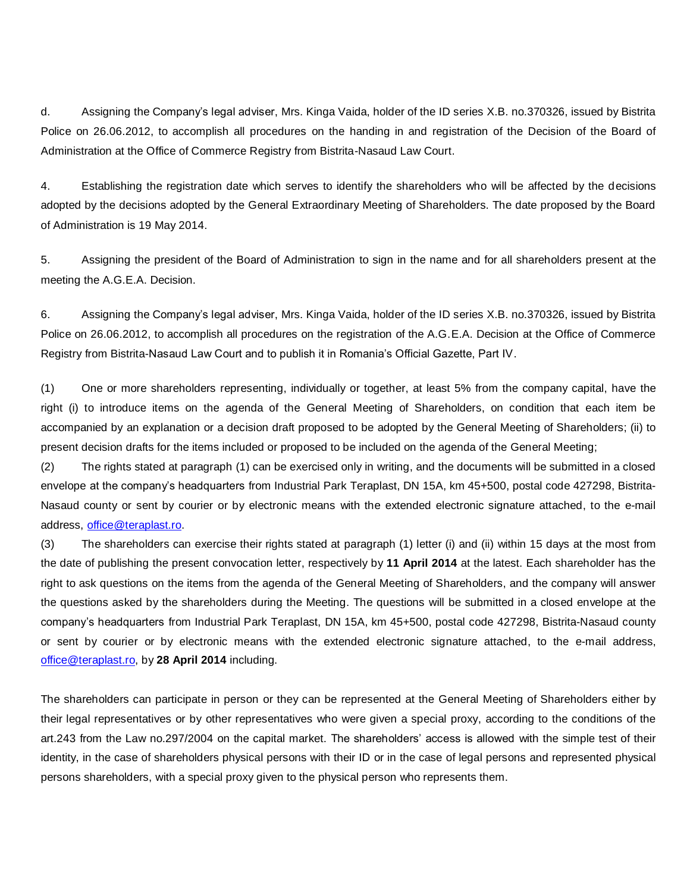d. Assigning the Company's legal adviser, Mrs. Kinga Vaida, holder of the ID series X.B. no.370326, issued by Bistrita Police on 26.06.2012, to accomplish all procedures on the handing in and registration of the Decision of the Board of Administration at the Office of Commerce Registry from Bistrita-Nasaud Law Court.

4. Establishing the registration date which serves to identify the shareholders who will be affected by the decisions adopted by the decisions adopted by the General Extraordinary Meeting of Shareholders. The date proposed by the Board of Administration is 19 May 2014.

5. Assigning the president of the Board of Administration to sign in the name and for all shareholders present at the meeting the A.G.E.A. Decision.

6. Assigning the Company's legal adviser, Mrs. Kinga Vaida, holder of the ID series X.B. no.370326, issued by Bistrita Police on 26.06.2012, to accomplish all procedures on the registration of the A.G.E.A. Decision at the Office of Commerce Registry from Bistrita-Nasaud Law Court and to publish it in Romania's Official Gazette, Part IV.

(1) One or more shareholders representing, individually or together, at least 5% from the company capital, have the right (i) to introduce items on the agenda of the General Meeting of Shareholders, on condition that each item be accompanied by an explanation or a decision draft proposed to be adopted by the General Meeting of Shareholders; (ii) to present decision drafts for the items included or proposed to be included on the agenda of the General Meeting;

(2) The rights stated at paragraph (1) can be exercised only in writing, and the documents will be submitted in a closed envelope at the company's headquarters from Industrial Park Teraplast, DN 15A, km 45+500, postal code 427298, Bistrita-Nasaud county or sent by courier or by electronic means with the extended electronic signature attached, to the e-mail address, office@teraplast.ro.

(3) The shareholders can exercise their rights stated at paragraph (1) letter (i) and (ii) within 15 days at the most from the date of publishing the present convocation letter, respectively by **11 April 2014** at the latest. Each shareholder has the right to ask questions on the items from the agenda of the General Meeting of Shareholders, and the company will answer the questions asked by the shareholders during the Meeting. The questions will be submitted in a closed envelope at the company's headquarters from Industrial Park Teraplast, DN 15A, km 45+500, postal code 427298, Bistrita-Nasaud county or sent by courier or by electronic means with the extended electronic signature attached, to the e-mail address, office@teraplast.ro, by **28 April 2014** including.

The shareholders can participate in person or they can be represented at the General Meeting of Shareholders either by their legal representatives or by other representatives who were given a special proxy, according to the conditions of the art.243 from the Law no.297/2004 on the capital market. The shareholders' access is allowed with the simple test of their identity, in the case of shareholders physical persons with their ID or in the case of legal persons and represented physical persons shareholders, with a special proxy given to the physical person who represents them.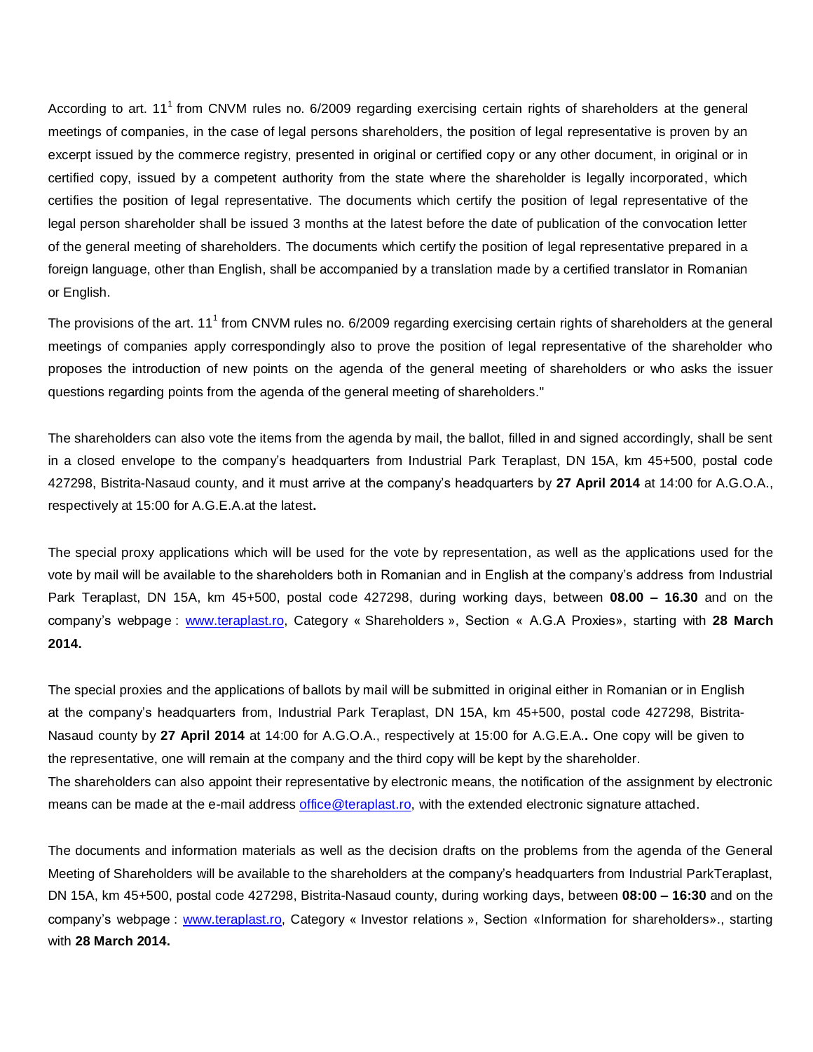According to art. 11[1] from CNVM rules no. 6/2009 regarding exercising certain rights of shareholders at the general meetings of companies, in the case of legal persons shareholders, the position of legal representative is proven by an excerpt issued by the commerce registry, presented in original or certified copy or any other document, in original or in certified copy, issued by a competent authority from the state where the shareholder is legally incorporated, which certifies the position of legal representative. The documents which certify the position of legal representative of the legal person shareholder shall be issued 3 months at the latest before the date of publication of the convocation letter of the general meeting of shareholders. The documents which certify the position of legal representative prepared in a foreign language, other than English, shall be accompanied by a translation made by a certified translator in Romanian or English.

The provisions of the art. 11[1] from CNVM rules no. 6/2009 regarding exercising certain rights of shareholders at the general meetings of companies apply correspondingly also to prove the position of legal representative of the shareholder who proposes the introduction of new points on the agenda of the general meeting of shareholders or who asks the issuer questions regarding points from the agenda of the general meeting of shareholders."

The shareholders can also vote the items from the agenda by mail, the ballot, filled in and signed accordingly, shall be sent in a closed envelope to the company's headquarters from Industrial Park Teraplast, DN 15A, km 45+500, postal code 427298, Bistrita-Nasaud county, and it must arrive at the company's headquarters by **27 April 2014** at 14:00 for A.G.O.A., respectively at 15:00 for A.G.E.A.at the latest**.**

The special proxy applications which will be used for the vote by representation, as well as the applications used for the vote by mail will be available to the shareholders both in Romanian and in English at the company's address from Industrial Park Teraplast, DN 15A, km 45+500, postal code 427298, during working days, between **08.00 – 16.30** and on the company's webpage : www.teraplast.ro, Category « Shareholders », Section « A.G.A Proxies», starting with **28 March 2014.**

The special proxies and the applications of ballots by mail will be submitted in original either in Romanian or in English at the company's headquarters from, Industrial Park Teraplast, DN 15A, km 45+500, postal code 427298, Bistrita-Nasaud county by **27 April 2014** at 14:00 for A.G.O.A., respectively at 15:00 for A.G.E.A.**.** One copy will be given to the representative, one will remain at the company and the third copy will be kept by the shareholder.
The shareholders can also appoint their representative by electronic means, the notification of the assignment by electronic means can be made at the e-mail address office@teraplast.ro, with the extended electronic signature attached.

The documents and information materials as well as the decision drafts on the problems from the agenda of the General Meeting of Shareholders will be available to the shareholders at the company's headquarters from Industrial ParkTeraplast, DN 15A, km 45+500, postal code 427298, Bistrita-Nasaud county, during working days, between **08:00 – 16:30** and on the company's webpage : www.teraplast.ro, Category « Investor relations », Section «Information for shareholders»., starting with **28 March 2014.**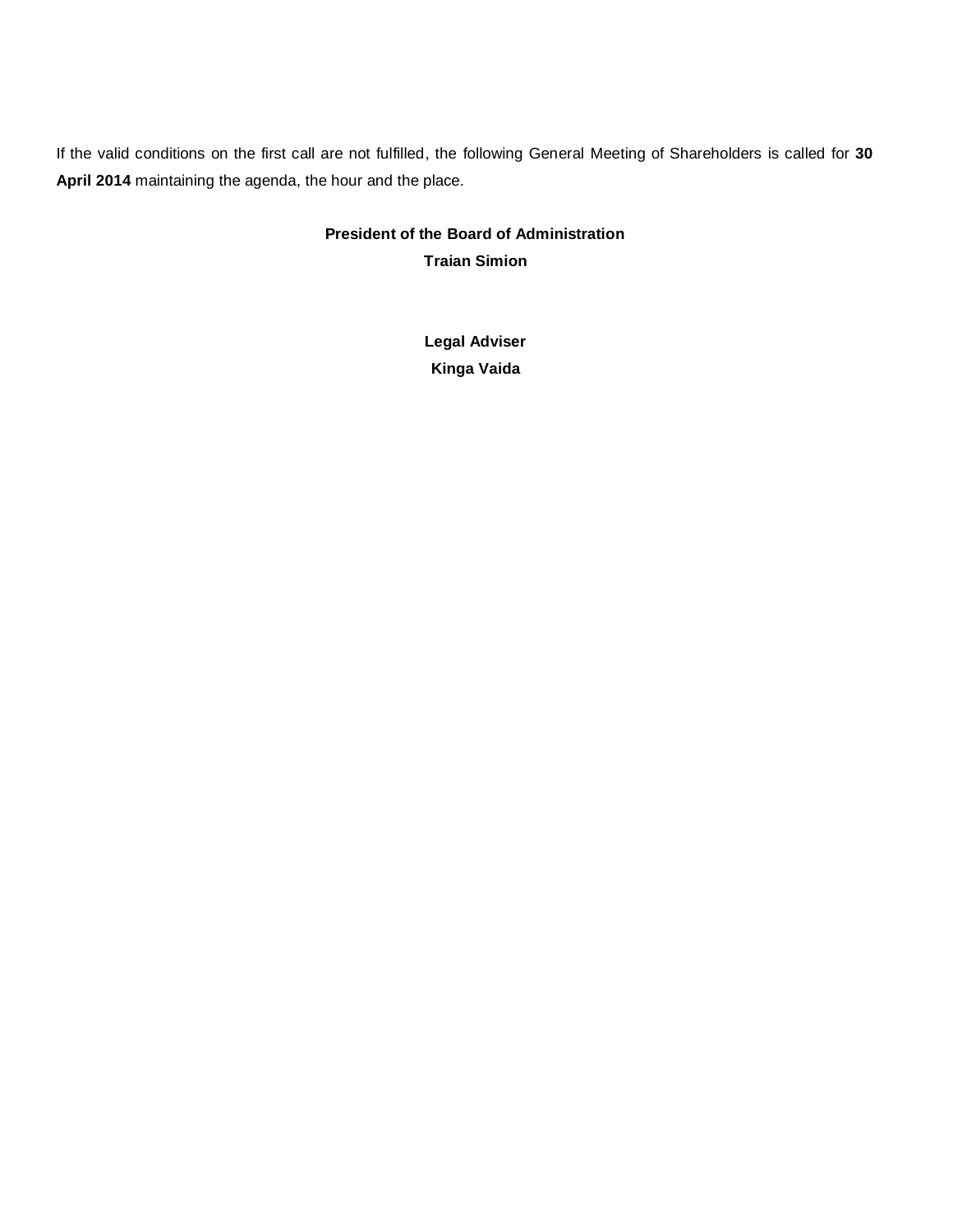If the valid conditions on the first call are not fulfilled, the following General Meeting of Shareholders is called for **30 April 2014** maintaining the agenda, the hour and the place.

**President of the Board of Administration**
**Traian Simion**

**Legal Adviser**
**Kinga Vaida**